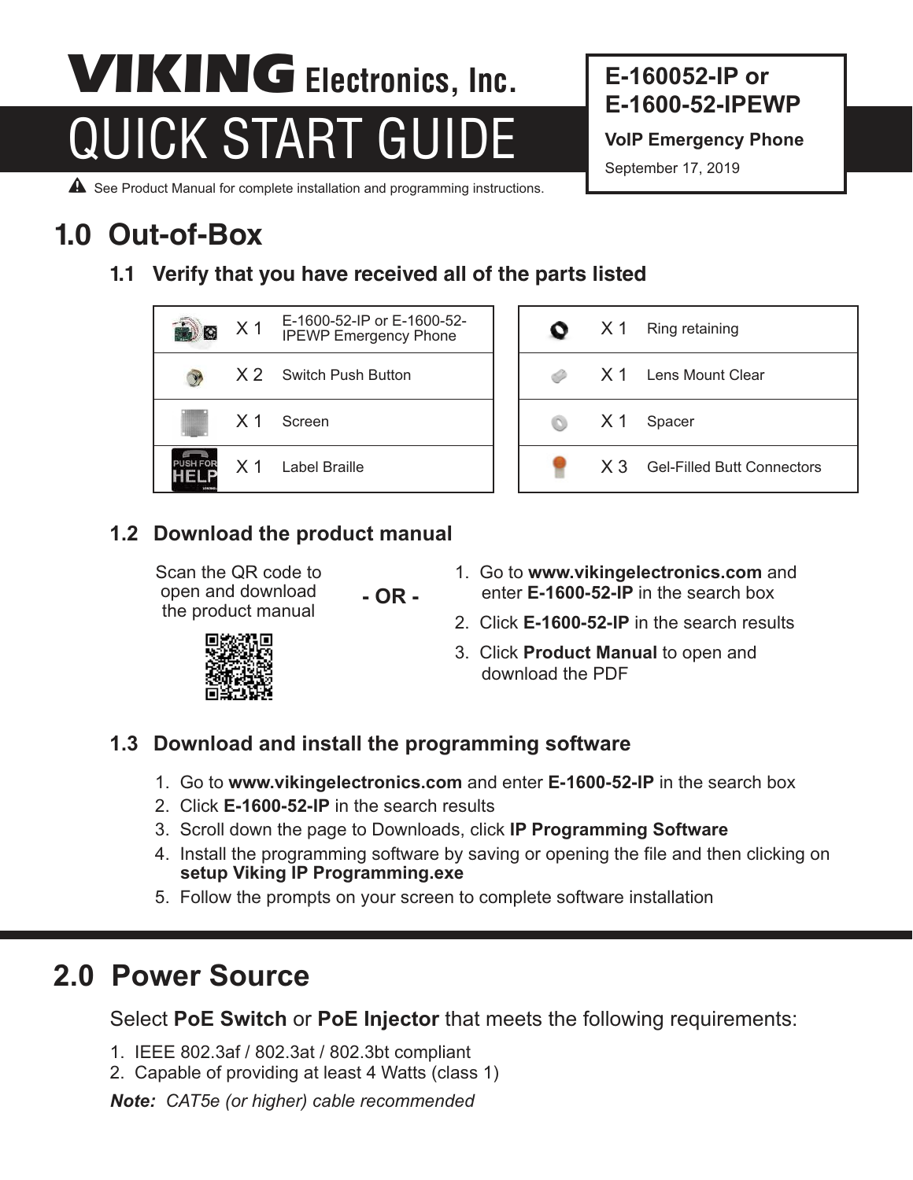# VIKING Electronics, Inc.

# QUICK START GUIDE

**E-160052-IP or E-1600-52-IPEWP**

**VoIP Emergency Phone**

September 17, 2019

⚠ See Product Manual for complete installation and programming instructions.

## 1.0 Out-of-Box

### 1.1 Verify that you have received all of the parts listed

| Qty | Part |
| --- | --- |
| X 1 | E-1600-52-IP or E-1600-52-IPEWP Emergency Phone |
| X 2 | Switch Push Button |
| X 1 | Screen |
| X 1 | Label Braille |

| Qty | Part |
| --- | --- |
| X 1 | Ring retaining |
| X 1 | Lens Mount Clear |
| X 1 | Spacer |
| X 3 | Gel-Filled Butt Connectors |

### 1.2 Download the product manual

Scan the QR code to open and download the product manual

**- OR -**

1. Go to **www.vikingelectronics.com** and enter **E-1600-52-IP** in the search box
2. Click **E-1600-52-IP** in the search results
3. Click **Product Manual** to open and download the PDF

### 1.3 Download and install the programming software

1. Go to **www.vikingelectronics.com** and enter **E-1600-52-IP** in the search box
2. Click **E-1600-52-IP** in the search results
3. Scroll down the page to Downloads, click **IP Programming Software**
4. Install the programming software by saving or opening the file and then clicking on **setup Viking IP Programming.exe**
5. Follow the prompts on your screen to complete software installation

## 2.0 Power Source

Select **PoE Switch** or **PoE Injector** that meets the following requirements:

1. IEEE 802.3af / 802.3at / 802.3bt compliant
2. Capable of providing at least 4 Watts (class 1)

***Note:*** *CAT5e (or higher) cable recommended*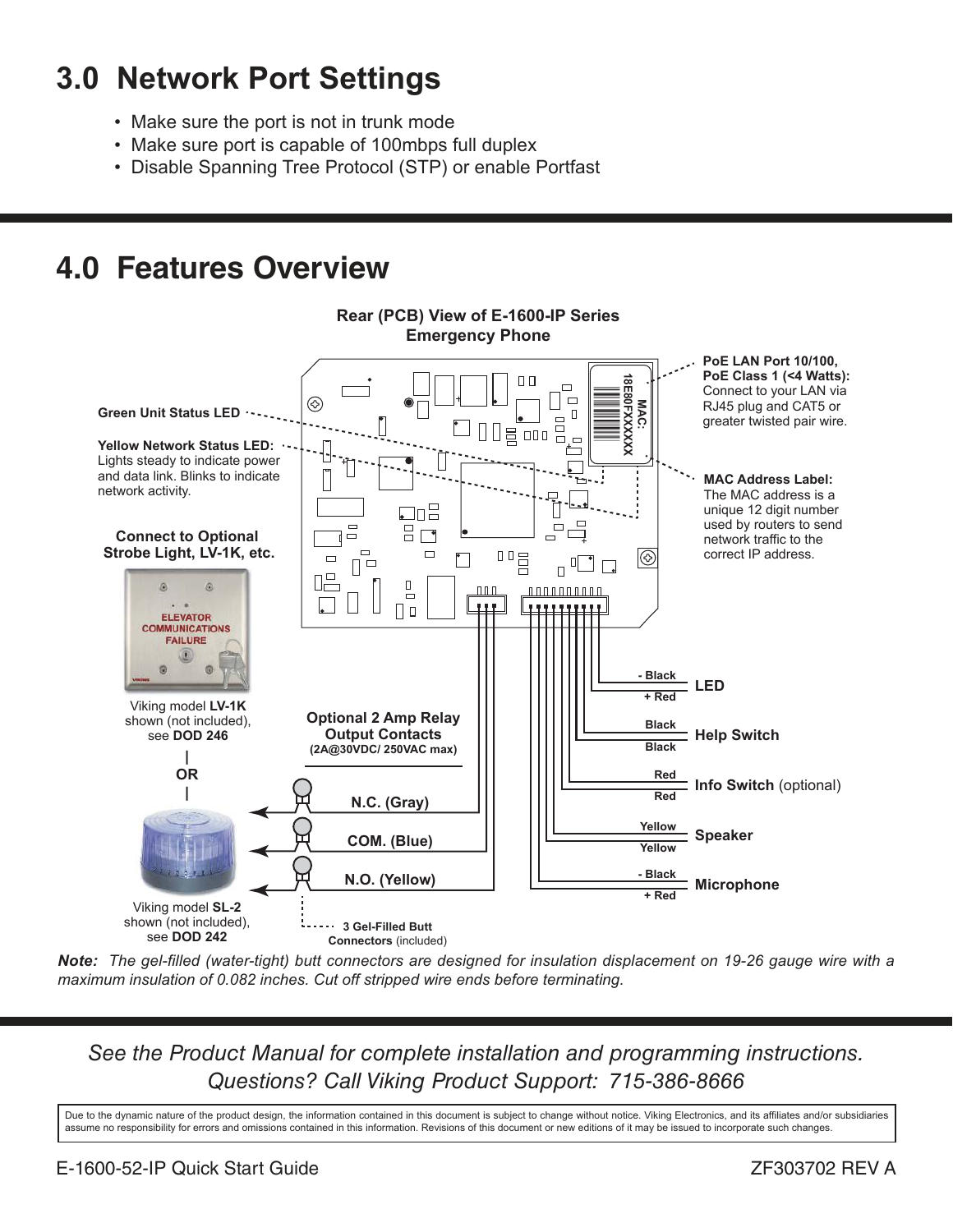## 3.0 Network Port Settings

- Make sure the port is not in trunk mode
- Make sure port is capable of 100mbps full duplex
- Disable Spanning Tree Protocol (STP) or enable Portfast

## 4.0 Features Overview

**Rear (PCB) View of E-1600-IP Series Emergency Phone**

**Green Unit Status LED**

**Yellow Network Status LED:** Lights steady to indicate power and data link. Blinks to indicate network activity.

**PoE LAN Port 10/100, PoE Class 1 (<4 Watts):** Connect to your LAN via RJ45 plug and CAT5 or greater twisted pair wire.

MAC: 18E80FXXXXXX

**MAC Address Label:** The MAC address is a unique 12 digit number used by routers to send network traffic to the correct IP address.

**Connect to Optional Strobe Light, LV-1K, etc.**

ELEVATOR COMMUNICATIONS FAILURE

Viking model **LV-1K** shown (not included), see **DOD 246**

OR

Viking model **SL-2** shown (not included), see **DOD 242**

**Optional 2 Amp Relay Output Contacts**
**(2A@30VDC/ 250VAC max)**

**N.C. (Gray)**

**COM. (Blue)**

**N.O. (Yellow)**

**3 Gel-Filled Butt Connectors** (included)

**- Black** / **+ Red** — **LED**

**Black** / **Black** — **Help Switch**

**Red** / **Red** — **Info Switch** (optional)

**Yellow** / **Yellow** — **Speaker**

**- Black** / **+ Red** — **Microphone**

***Note:*** *The gel-filled (water-tight) butt connectors are designed for insulation displacement on 19-26 gauge wire with a maximum insulation of 0.082 inches. Cut off stripped wire ends before terminating.*

*See the Product Manual for complete installation and programming instructions.*
*Questions? Call Viking Product Support: 715-386-8666*

Due to the dynamic nature of the product design, the information contained in this document is subject to change without notice. Viking Electronics, and its affiliates and/or subsidiaries assume no responsibility for errors and omissions contained in this information. Revisions of this document or new editions of it may be issued to incorporate such changes.

E-1600-52-IP Quick Start Guide ZF303702 REV A